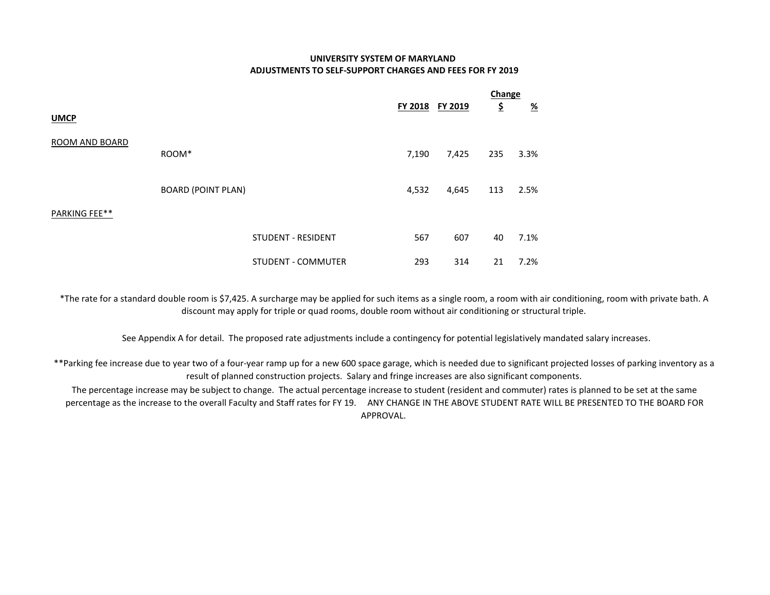**UNIVERSITY SYSTEM OF MARYLAND**
**ADJUSTMENTS TO SELF-SUPPORT CHARGES AND FEES FOR FY 2019**

| | | | FY 2018 | FY 2019 | Change $ | Change % |
|---|---|---|---|---|---|---|
| **UMCP** | | | | | | |
| ROOM AND BOARD | | | | | | |
| | ROOM* | | 7,190 | 7,425 | 235 | 3.3% |
| | BOARD (POINT PLAN) | | 4,532 | 4,645 | 113 | 2.5% |
| PARKING FEE** | | | | | | |
| | | STUDENT - RESIDENT | 567 | 607 | 40 | 7.1% |
| | | STUDENT - COMMUTER | 293 | 314 | 21 | 7.2% |

*The rate for a standard double room is $7,425. A surcharge may be applied for such items as a single room, a room with air conditioning, room with private bath. A discount may apply for triple or quad rooms, double room without air conditioning or structural triple.

See Appendix A for detail. The proposed rate adjustments include a contingency for potential legislatively mandated salary increases.

**Parking fee increase due to year two of a four-year ramp up for a new 600 space garage, which is needed due to significant projected losses of parking inventory as a result of planned construction projects. Salary and fringe increases are also significant components.

The percentage increase may be subject to change. The actual percentage increase to student (resident and commuter) rates is planned to be set at the same percentage as the increase to the overall Faculty and Staff rates for FY 19. ANY CHANGE IN THE ABOVE STUDENT RATE WILL BE PRESENTED TO THE BOARD FOR APPROVAL.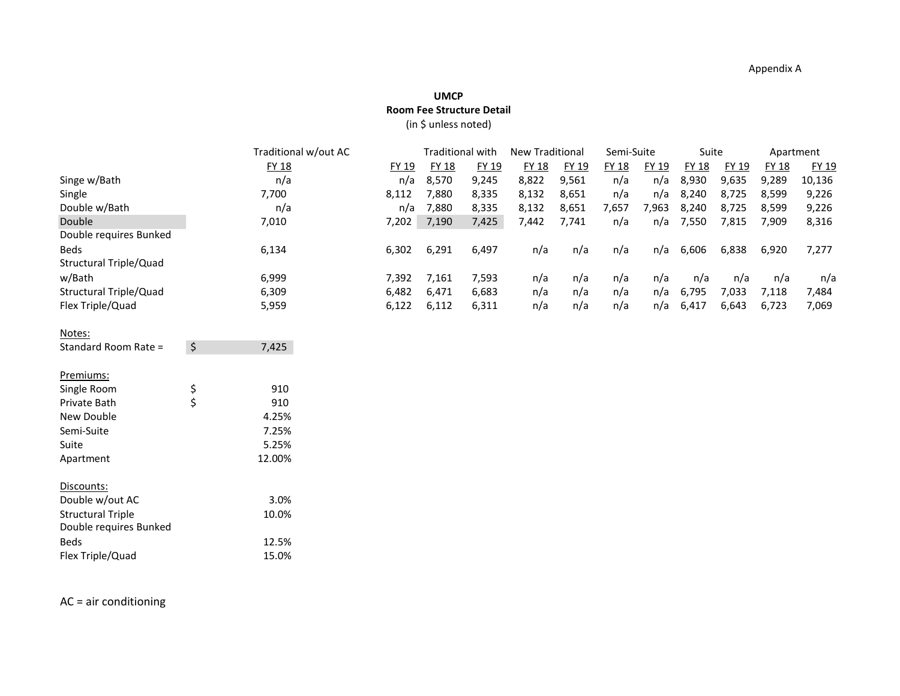Appendix A

**UMCP**
**Room Fee Structure Detail**
(in $ unless noted)

| | Traditional w/out AC | | Traditional with | | New Traditional | | Semi-Suite | | Suite | | Apartment | |
|---|---|---|---|---|---|---|---|---|---|---|---|---|
| | FY 18 | FY 19 | FY 18 | FY 19 | FY 18 | FY 19 | FY 18 | FY 19 | FY 18 | FY 19 | FY 18 | FY 19 |
| Singe w/Bath | n/a | n/a | 8,570 | 9,245 | 8,822 | 9,561 | n/a | n/a | 8,930 | 9,635 | 9,289 | 10,136 |
| Single | 7,700 | 8,112 | 7,880 | 8,335 | 8,132 | 8,651 | n/a | n/a | 8,240 | 8,725 | 8,599 | 9,226 |
| Double w/Bath | n/a | n/a | 7,880 | 8,335 | 8,132 | 8,651 | 7,657 | 7,963 | 8,240 | 8,725 | 8,599 | 9,226 |
| Double | 7,010 | 7,202 | 7,190 | 7,425 | 7,442 | 7,741 | n/a | n/a | 7,550 | 7,815 | 7,909 | 8,316 |
| Double requires Bunked Beds | 6,134 | 6,302 | 6,291 | 6,497 | n/a | n/a | n/a | n/a | 6,606 | 6,838 | 6,920 | 7,277 |
| Structural Triple/Quad w/Bath | 6,999 | 7,392 | 7,161 | 7,593 | n/a | n/a | n/a | n/a | n/a | n/a | n/a | n/a |
| Structural Triple/Quad | 6,309 | 6,482 | 6,471 | 6,683 | n/a | n/a | n/a | n/a | 6,795 | 7,033 | 7,118 | 7,484 |
| Flex Triple/Quad | 5,959 | 6,122 | 6,112 | 6,311 | n/a | n/a | n/a | n/a | 6,417 | 6,643 | 6,723 | 7,069 |

Notes:

| | | |
|---|---|---|
| Standard Room Rate = | $ | 7,425 |

Premiums:

| | | |
|---|---|---|
| Single Room | $ | 910 |
| Private Bath | $ | 910 |
| New Double | | 4.25% |
| Semi-Suite | | 7.25% |
| Suite | | 5.25% |
| Apartment | | 12.00% |

Discounts:

| | |
|---|---|
| Double w/out AC | 3.0% |
| Structural Triple | 10.0% |
| Double requires Bunked Beds | 12.5% |
| Flex Triple/Quad | 15.0% |

AC = air conditioning